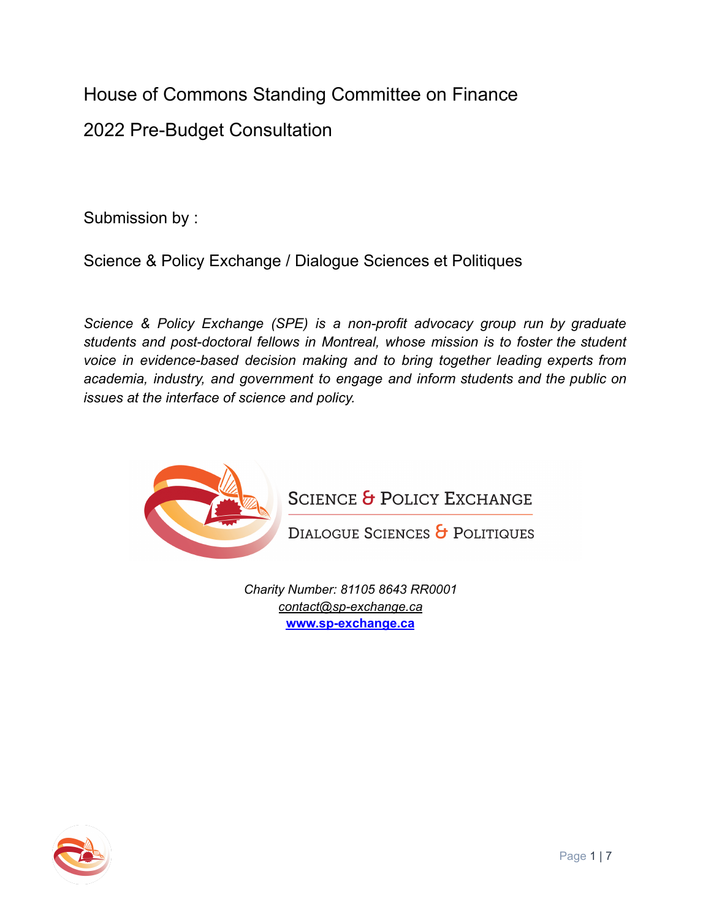# House of Commons Standing Committee on Finance

## 2022 Pre-Budget Consultation

Submission by :

Science & Policy Exchange / Dialogue Sciences et Politiques

*Science & Policy Exchange (SPE) is a non-profit advocacy group run by graduate students and post-doctoral fellows in Montreal, whose mission is to foster the student voice in evidence-based decision making and to bring together leading experts from academia, industry, and government to engage and inform students and the public on issues at the interface of science and policy.*

Science & Policy Exchange

Dialogue Sciences & Politiques

*Charity Number: 81105 8643 RR0001*
*contact@sp-exchange.ca*
**www.sp-exchange.ca**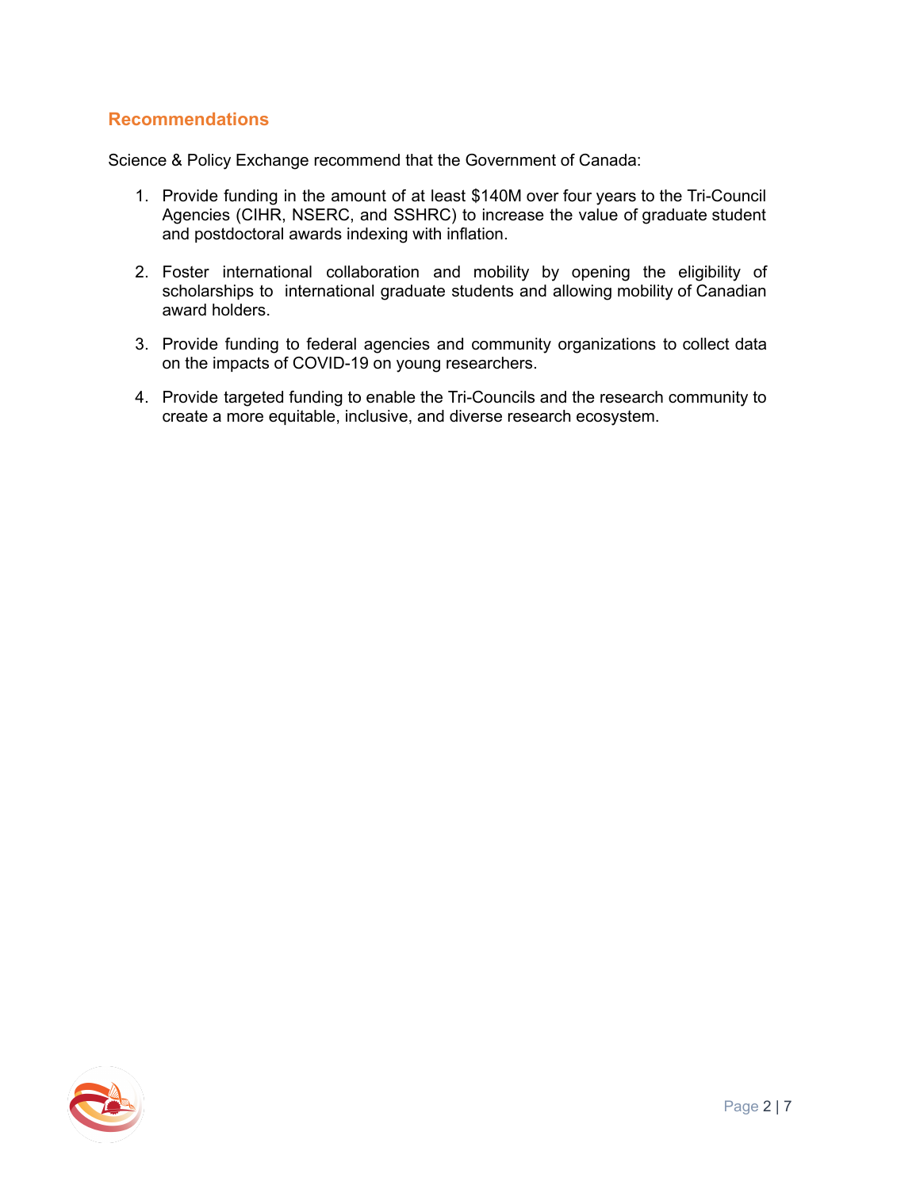## Recommendations

Science & Policy Exchange recommend that the Government of Canada:

1. Provide funding in the amount of at least $140M over four years to the Tri-Council Agencies (CIHR, NSERC, and SSHRC) to increase the value of graduate student and postdoctoral awards indexing with inflation.

2. Foster international collaboration and mobility by opening the eligibility of scholarships to international graduate students and allowing mobility of Canadian award holders.

3. Provide funding to federal agencies and community organizations to collect data on the impacts of COVID-19 on young researchers.

4. Provide targeted funding to enable the Tri-Councils and the research community to create a more equitable, inclusive, and diverse research ecosystem.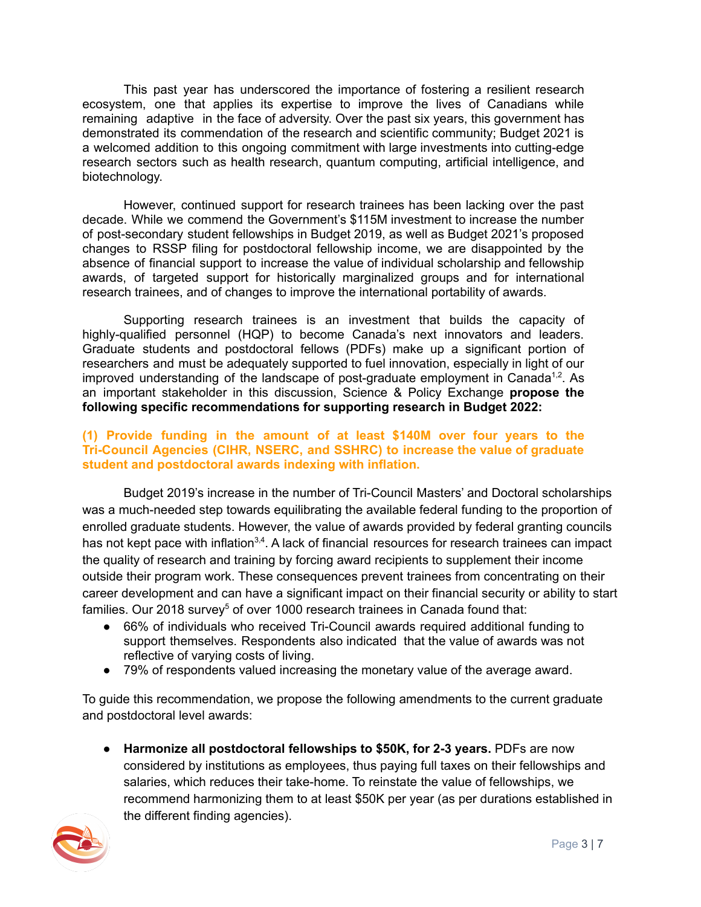This past year has underscored the importance of fostering a resilient research ecosystem, one that applies its expertise to improve the lives of Canadians while remaining adaptive in the face of adversity. Over the past six years, this government has demonstrated its commendation of the research and scientific community; Budget 2021 is a welcomed addition to this ongoing commitment with large investments into cutting-edge research sectors such as health research, quantum computing, artificial intelligence, and biotechnology.

However, continued support for research trainees has been lacking over the past decade. While we commend the Government's $115M investment to increase the number of post-secondary student fellowships in Budget 2019, as well as Budget 2021's proposed changes to RSSP filing for postdoctoral fellowship income, we are disappointed by the absence of financial support to increase the value of individual scholarship and fellowship awards, of targeted support for historically marginalized groups and for international research trainees, and of changes to improve the international portability of awards.

Supporting research trainees is an investment that builds the capacity of highly-qualified personnel (HQP) to become Canada's next innovators and leaders. Graduate students and postdoctoral fellows (PDFs) make up a significant portion of researchers and must be adequately supported to fuel innovation, especially in light of our improved understanding of the landscape of post-graduate employment in Canada[1,2]. As an important stakeholder in this discussion, Science & Policy Exchange **propose the following specific recommendations for supporting research in Budget 2022:**

**(1) Provide funding in the amount of at least $140M over four years to the Tri-Council Agencies (CIHR, NSERC, and SSHRC) to increase the value of graduate student and postdoctoral awards indexing with inflation.**

Budget 2019's increase in the number of Tri-Council Masters' and Doctoral scholarships was a much-needed step towards equilibrating the available federal funding to the proportion of enrolled graduate students. However, the value of awards provided by federal granting councils has not kept pace with inflation[3,4]. A lack of financial resources for research trainees can impact the quality of research and training by forcing award recipients to supplement their income outside their program work. These consequences prevent trainees from concentrating on their career development and can have a significant impact on their financial security or ability to start families. Our 2018 survey[5] of over 1000 research trainees in Canada found that:

- 66% of individuals who received Tri-Council awards required additional funding to support themselves. Respondents also indicated that the value of awards was not reflective of varying costs of living.
- 79% of respondents valued increasing the monetary value of the average award.

To guide this recommendation, we propose the following amendments to the current graduate and postdoctoral level awards:

- **Harmonize all postdoctoral fellowships to $50K, for 2-3 years.** PDFs are now considered by institutions as employees, thus paying full taxes on their fellowships and salaries, which reduces their take-home. To reinstate the value of fellowships, we recommend harmonizing them to at least $50K per year (as per durations established in the different finding agencies).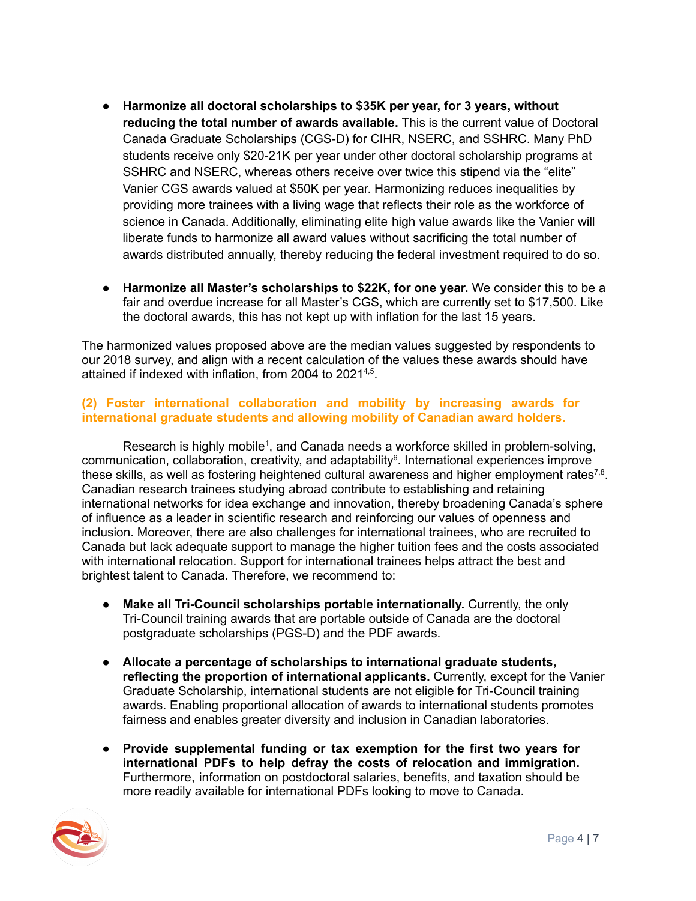- **Harmonize all doctoral scholarships to $35K per year, for 3 years, without reducing the total number of awards available.** This is the current value of Doctoral Canada Graduate Scholarships (CGS-D) for CIHR, NSERC, and SSHRC. Many PhD students receive only $20-21K per year under other doctoral scholarship programs at SSHRC and NSERC, whereas others receive over twice this stipend via the "elite" Vanier CGS awards valued at $50K per year. Harmonizing reduces inequalities by providing more trainees with a living wage that reflects their role as the workforce of science in Canada. Additionally, eliminating elite high value awards like the Vanier will liberate funds to harmonize all award values without sacrificing the total number of awards distributed annually, thereby reducing the federal investment required to do so.

- **Harmonize all Master's scholarships to $22K, for one year.** We consider this to be a fair and overdue increase for all Master's CGS, which are currently set to $17,500. Like the doctoral awards, this has not kept up with inflation for the last 15 years.

The harmonized values proposed above are the median values suggested by respondents to our 2018 survey, and align with a recent calculation of the values these awards should have attained if indexed with inflation, from 2004 to 2021[4,5].

### (2) Foster international collaboration and mobility by increasing awards for international graduate students and allowing mobility of Canadian award holders.

Research is highly mobile[1], and Canada needs a workforce skilled in problem-solving, communication, collaboration, creativity, and adaptability[6]. International experiences improve these skills, as well as fostering heightened cultural awareness and higher employment rates[7,8]. Canadian research trainees studying abroad contribute to establishing and retaining international networks for idea exchange and innovation, thereby broadening Canada's sphere of influence as a leader in scientific research and reinforcing our values of openness and inclusion. Moreover, there are also challenges for international trainees, who are recruited to Canada but lack adequate support to manage the higher tuition fees and the costs associated with international relocation. Support for international trainees helps attract the best and brightest talent to Canada. Therefore, we recommend to:

- **Make all Tri-Council scholarships portable internationally.** Currently, the only Tri-Council training awards that are portable outside of Canada are the doctoral postgraduate scholarships (PGS-D) and the PDF awards.

- **Allocate a percentage of scholarships to international graduate students, reflecting the proportion of international applicants.** Currently, except for the Vanier Graduate Scholarship, international students are not eligible for Tri-Council training awards. Enabling proportional allocation of awards to international students promotes fairness and enables greater diversity and inclusion in Canadian laboratories.

- **Provide supplemental funding or tax exemption for the first two years for international PDFs to help defray the costs of relocation and immigration.** Furthermore, information on postdoctoral salaries, benefits, and taxation should be more readily available for international PDFs looking to move to Canada.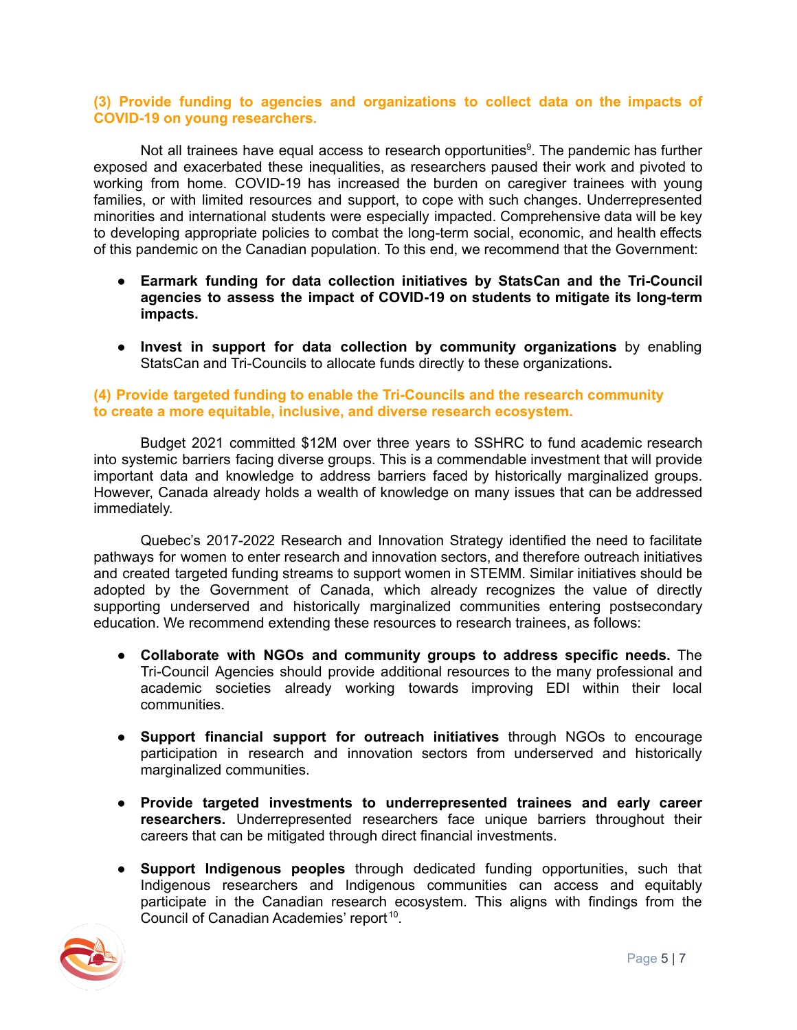### (3) Provide funding to agencies and organizations to collect data on the impacts of COVID-19 on young researchers.

Not all trainees have equal access to research opportunities[9]. The pandemic has further exposed and exacerbated these inequalities, as researchers paused their work and pivoted to working from home. COVID-19 has increased the burden on caregiver trainees with young families, or with limited resources and support, to cope with such changes. Underrepresented minorities and international students were especially impacted. Comprehensive data will be key to developing appropriate policies to combat the long-term social, economic, and health effects of this pandemic on the Canadian population. To this end, we recommend that the Government:

- **Earmark funding for data collection initiatives by StatsCan and the Tri-Council agencies to assess the impact of COVID-19 on students to mitigate its long-term impacts.**

- **Invest in support for data collection by community organizations** by enabling StatsCan and Tri-Councils to allocate funds directly to these organizations**.**

### (4) Provide targeted funding to enable the Tri-Councils and the research community to create a more equitable, inclusive, and diverse research ecosystem.

Budget 2021 committed $12M over three years to SSHRC to fund academic research into systemic barriers facing diverse groups. This is a commendable investment that will provide important data and knowledge to address barriers faced by historically marginalized groups. However, Canada already holds a wealth of knowledge on many issues that can be addressed immediately.

Quebec's 2017-2022 Research and Innovation Strategy identified the need to facilitate pathways for women to enter research and innovation sectors, and therefore outreach initiatives and created targeted funding streams to support women in STEMM. Similar initiatives should be adopted by the Government of Canada, which already recognizes the value of directly supporting underserved and historically marginalized communities entering postsecondary education. We recommend extending these resources to research trainees, as follows:

- **Collaborate with NGOs and community groups to address specific needs.** The Tri-Council Agencies should provide additional resources to the many professional and academic societies already working towards improving EDI within their local communities.

- **Support financial support for outreach initiatives** through NGOs to encourage participation in research and innovation sectors from underserved and historically marginalized communities.

- **Provide targeted investments to underrepresented trainees and early career researchers.** Underrepresented researchers face unique barriers throughout their careers that can be mitigated through direct financial investments.

- **Support Indigenous peoples** through dedicated funding opportunities, such that Indigenous researchers and Indigenous communities can access and equitably participate in the Canadian research ecosystem. This aligns with findings from the Council of Canadian Academies' report[10].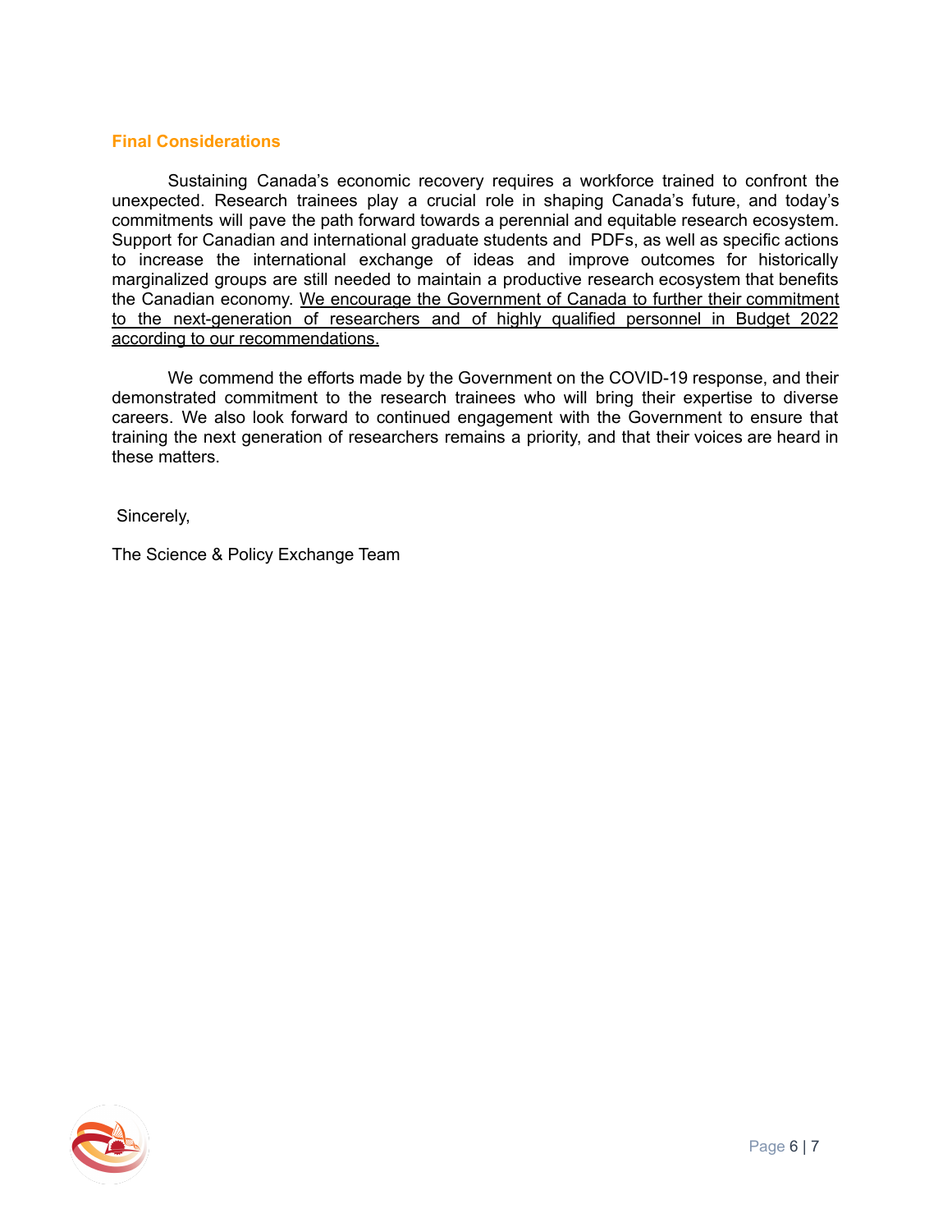## Final Considerations

Sustaining Canada's economic recovery requires a workforce trained to confront the unexpected. Research trainees play a crucial role in shaping Canada's future, and today's commitments will pave the path forward towards a perennial and equitable research ecosystem. Support for Canadian and international graduate students and PDFs, as well as specific actions to increase the international exchange of ideas and improve outcomes for historically marginalized groups are still needed to maintain a productive research ecosystem that benefits the Canadian economy. <u>We encourage the Government of Canada to further their commitment to the next-generation of researchers and of highly qualified personnel in Budget 2022 according to our recommendations.</u>

We commend the efforts made by the Government on the COVID-19 response, and their demonstrated commitment to the research trainees who will bring their expertise to diverse careers. We also look forward to continued engagement with the Government to ensure that training the next generation of researchers remains a priority, and that their voices are heard in these matters.

Sincerely,

The Science & Policy Exchange Team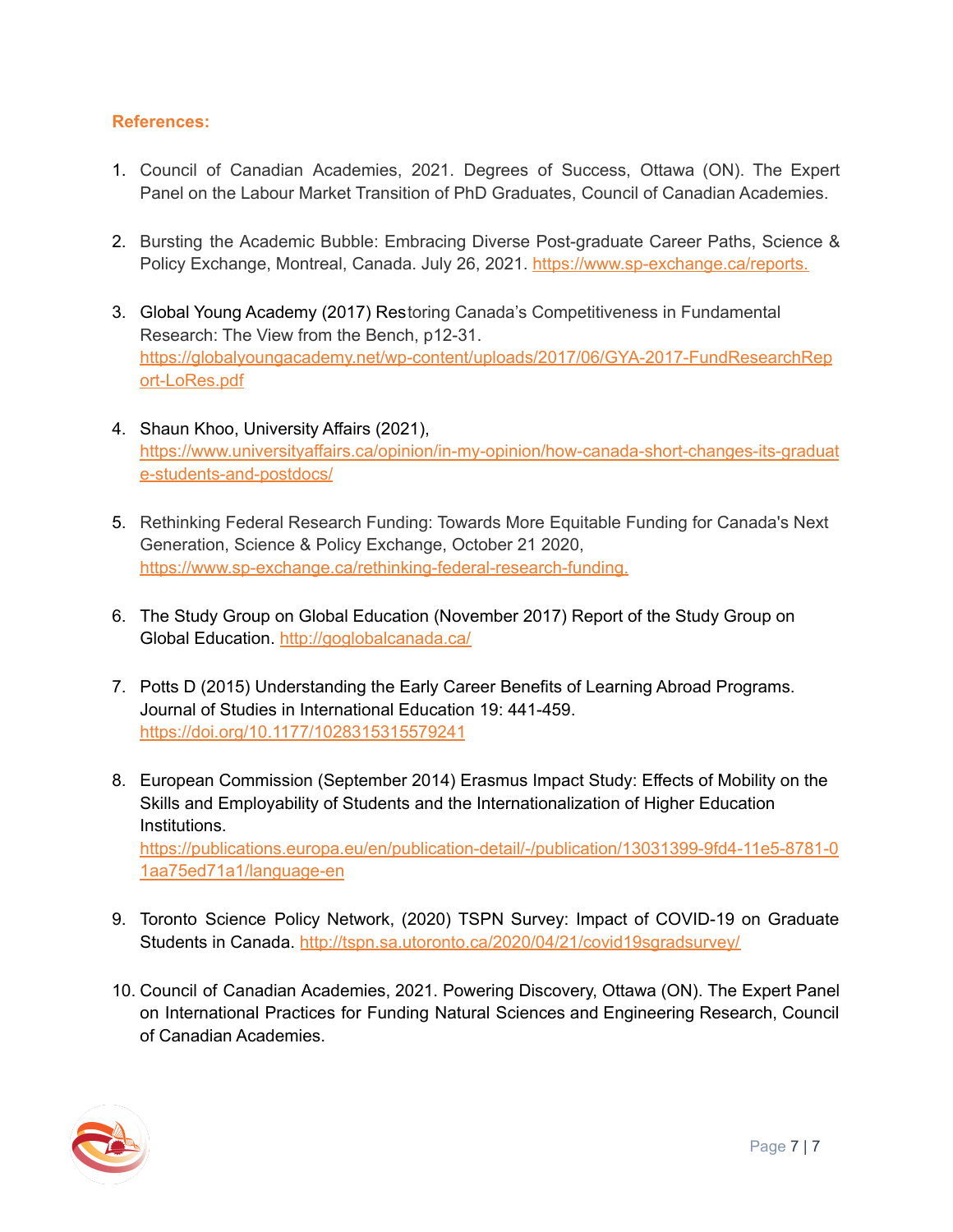**References:**

1. Council of Canadian Academies, 2021. Degrees of Success, Ottawa (ON). The Expert Panel on the Labour Market Transition of PhD Graduates, Council of Canadian Academies.

2. Bursting the Academic Bubble: Embracing Diverse Post-graduate Career Paths, Science & Policy Exchange, Montreal, Canada. July 26, 2021. https://www.sp-exchange.ca/reports.

3. Global Young Academy (2017) Restoring Canada's Competitiveness in Fundamental Research: The View from the Bench, p12-31. https://globalyoungacademy.net/wp-content/uploads/2017/06/GYA-2017-FundResearchReport-LoRes.pdf

4. Shaun Khoo, University Affairs (2021), https://www.universityaffairs.ca/opinion/in-my-opinion/how-canada-short-changes-its-graduate-students-and-postdocs/

5. Rethinking Federal Research Funding: Towards More Equitable Funding for Canada's Next Generation, Science & Policy Exchange, October 21 2020, https://www.sp-exchange.ca/rethinking-federal-research-funding.

6. The Study Group on Global Education (November 2017) Report of the Study Group on Global Education. http://goglobalcanada.ca/

7. Potts D (2015) Understanding the Early Career Benefits of Learning Abroad Programs. Journal of Studies in International Education 19: 441-459. https://doi.org/10.1177/1028315315579241

8. European Commission (September 2014) Erasmus Impact Study: Effects of Mobility on the Skills and Employability of Students and the Internationalization of Higher Education Institutions. https://publications.europa.eu/en/publication-detail/-/publication/13031399-9fd4-11e5-8781-01aa75ed71a1/language-en

9. Toronto Science Policy Network, (2020) TSPN Survey: Impact of COVID-19 on Graduate Students in Canada. http://tspn.sa.utoronto.ca/2020/04/21/covid19sgradsurvey/

10. Council of Canadian Academies, 2021. Powering Discovery, Ottawa (ON). The Expert Panel on International Practices for Funding Natural Sciences and Engineering Research, Council of Canadian Academies.